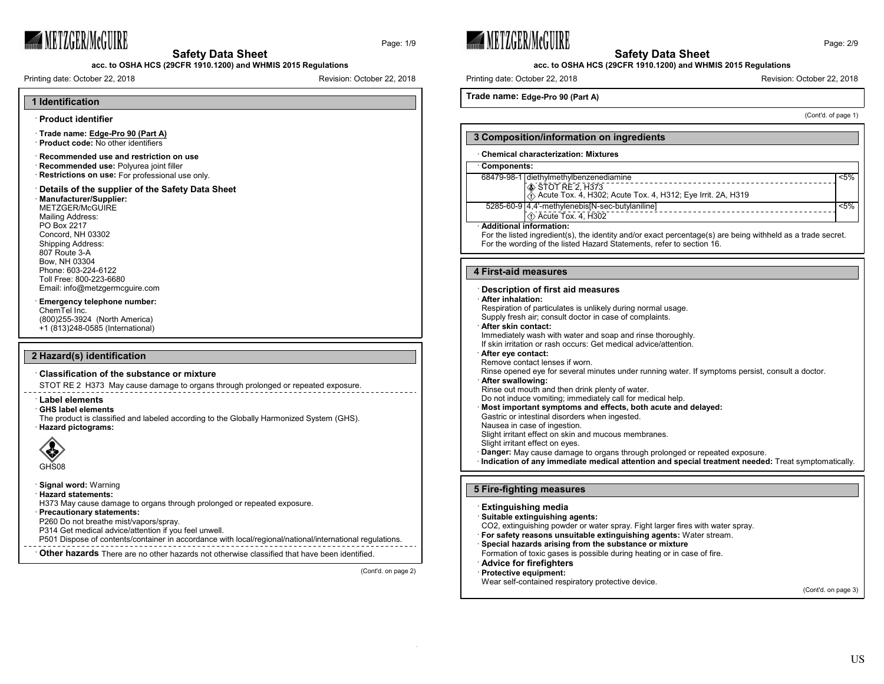## 1 Identification

· **Product identifier**

· **Trade name: Edge-Pro 90 (Part A)**
· **Product code:** No other identifiers

· **Recommended use and restriction on use**
· **Recommended use:** Polyurea joint filler
· **Restrictions on use:** For professional use only.

· **Details of the supplier of the Safety Data Sheet**
· **Manufacturer/Supplier:**
METZGER/McGUIRE
Mailing Address:
PO Box 2217
Concord, NH 03302
Shipping Address:
807 Route 3-A
Bow, NH 03304
Phone: 603-224-6122
Toll Free: 800-223-6680
Email: info@metzgermcguire.com

· **Emergency telephone number:**
ChemTel Inc.
(800)255-3924 (North America)
+1 (813)248-0585 (International)

## 2 Hazard(s) identification

· **Classification of the substance or mixture**
STOT RE 2 H373 May cause damage to organs through prolonged or repeated exposure.

· **Label elements**
· **GHS label elements**
The product is classified and labeled according to the Globally Harmonized System (GHS).
· **Hazard pictograms:**

GHS08

· **Signal word:** Warning
· **Hazard statements:**
H373 May cause damage to organs through prolonged or repeated exposure.
· **Precautionary statements:**
P260 Do not breathe mist/vapors/spray.
P314 Get medical advice/attention if you feel unwell.
P501 Dispose of contents/container in accordance with local/regional/national/international regulations.

· **Other hazards** There are no other hazards not otherwise classified that have been identified.

**Trade name: Edge-Pro 90 (Part A)**

## 3 Composition/information on ingredients

· **Chemical characterization: Mixtures**

· **Components:**

| | | |
|---|---|---|
| 68479-98-1 | diethylmethylbenzenediamine<br>STOT RE 2, H373<br>Acute Tox. 4, H302; Acute Tox. 4, H312; Eye Irrit. 2A, H319 | <5% |
| 5285-60-9 | 4,4'-methylenebis[N-sec-butylaniline]<br>Acute Tox. 4, H302 | <5% |

· **Additional information:**
For the listed ingredient(s), the identity and/or exact percentage(s) are being withheld as a trade secret.
For the wording of the listed Hazard Statements, refer to section 16.

## 4 First-aid measures

· **Description of first aid measures**
· **After inhalation:**
Respiration of particulates is unlikely during normal usage.
Supply fresh air; consult doctor in case of complaints.
· **After skin contact:**
Immediately wash with water and soap and rinse thoroughly.
If skin irritation or rash occurs: Get medical advice/attention.
· **After eye contact:**
Remove contact lenses if worn.
Rinse opened eye for several minutes under running water. If symptoms persist, consult a doctor.
· **After swallowing:**
Rinse out mouth and then drink plenty of water.
Do not induce vomiting; immediately call for medical help.
· **Most important symptoms and effects, both acute and delayed:**
Gastric or intestinal disorders when ingested.
Nausea in case of ingestion.
Slight irritant effect on skin and mucous membranes.
Slight irritant effect on eyes.
· **Danger:** May cause damage to organs through prolonged or repeated exposure.
· **Indication of any immediate medical attention and special treatment needed:** Treat symptomatically.

## 5 Fire-fighting measures

· **Extinguishing media**
· **Suitable extinguishing agents:**
CO2, extinguishing powder or water spray. Fight larger fires with water spray.
· **For safety reasons unsuitable extinguishing agents:** Water stream.
· **Special hazards arising from the substance or mixture**
Formation of toxic gases is possible during heating or in case of fire.
· **Advice for firefighters**
· **Protective equipment:**
Wear self-contained respiratory protective device.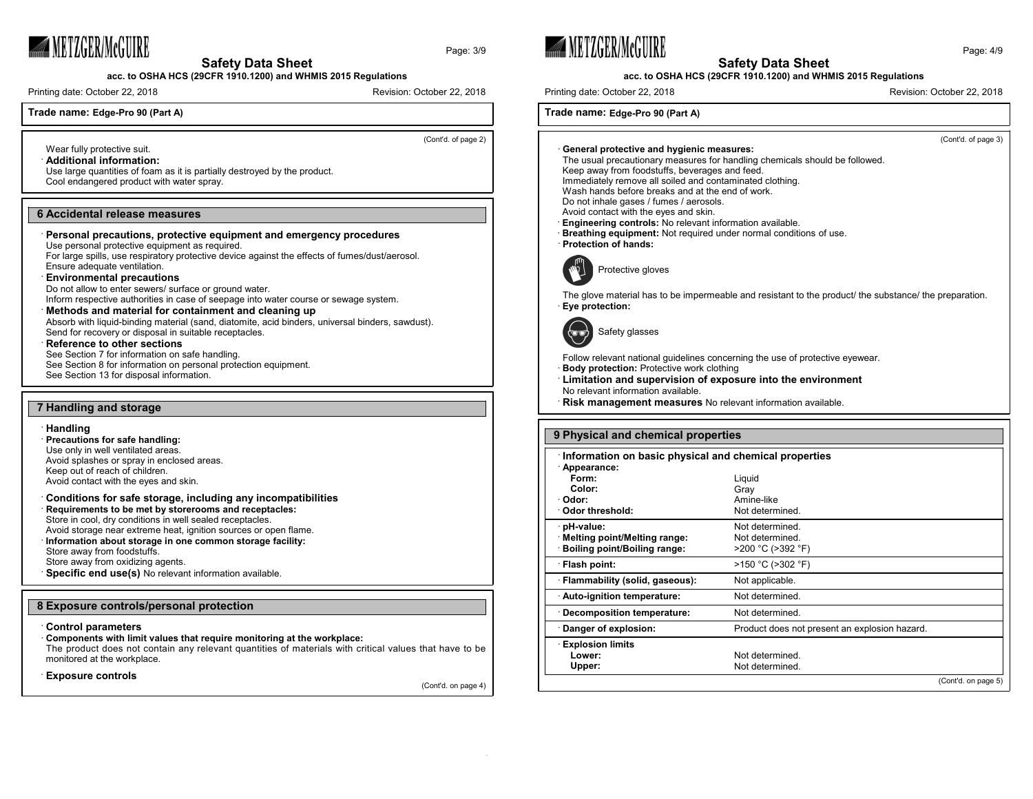Trade name: **Edge-Pro 90 (Part A)**

(Cont'd. of page 2)

Wear fully protective suit.

· **Additional information:**
Use large quantities of foam as it is partially destroyed by the product.
Cool endangered product with water spray.

## 6 Accidental release measures

· **Personal precautions, protective equipment and emergency procedures**
Use personal protective equipment as required.
For large spills, use respiratory protective device against the effects of fumes/dust/aerosol.
Ensure adequate ventilation.

· **Environmental precautions**
Do not allow to enter sewers/ surface or ground water.
Inform respective authorities in case of seepage into water course or sewage system.

· **Methods and material for containment and cleaning up**
Absorb with liquid-binding material (sand, diatomite, acid binders, universal binders, sawdust).
Send for recovery or disposal in suitable receptacles.

· **Reference to other sections**
See Section 7 for information on safe handling.
See Section 8 for information on personal protection equipment.
See Section 13 for disposal information.

## 7 Handling and storage

· **Handling**

· **Precautions for safe handling:**
Use only in well ventilated areas.
Avoid splashes or spray in enclosed areas.
Keep out of reach of children.
Avoid contact with the eyes and skin.

· **Conditions for safe storage, including any incompatibilities**

· **Requirements to be met by storerooms and receptacles:**
Store in cool, dry conditions in well sealed receptacles.
Avoid storage near extreme heat, ignition sources or open flame.

· **Information about storage in one common storage facility:**
Store away from foodstuffs.
Store away from oxidizing agents.

· **Specific end use(s)** No relevant information available.

## 8 Exposure controls/personal protection

· **Control parameters**

· **Components with limit values that require monitoring at the workplace:**
The product does not contain any relevant quantities of materials with critical values that have to be monitored at the workplace.

· **Exposure controls**

· **General protective and hygienic measures:**
The usual precautionary measures for handling chemicals should be followed.
Keep away from foodstuffs, beverages and feed.
Immediately remove all soiled and contaminated clothing.
Wash hands before breaks and at the end of work.
Do not inhale gases / fumes / aerosols.
Avoid contact with the eyes and skin.

· **Engineering controls:** No relevant information available.

· **Breathing equipment:** Not required under normal conditions of use.

· **Protection of hands:**

Protective gloves

The glove material has to be impermeable and resistant to the product/ the substance/ the preparation.

· **Eye protection:**

Safety glasses

Follow relevant national guidelines concerning the use of protective eyewear.

· **Body protection:** Protective work clothing

· **Limitation and supervision of exposure into the environment**
No relevant information available.

· **Risk management measures** No relevant information available.

## 9 Physical and chemical properties

· **Information on basic physical and chemical properties**

| Property | Value |
|---|---|
| · **Appearance:** | |
| **Form:** | Liquid |
| **Color:** | Gray |
| · **Odor:** | Amine-like |
| · **Odor threshold:** | Not determined. |
| · **pH-value:** | Not determined. |
| · **Melting point/Melting range:** | Not determined. |
| · **Boiling point/Boiling range:** | >200 °C (>392 °F) |
| · **Flash point:** | >150 °C (>302 °F) |
| · **Flammability (solid, gaseous):** | Not applicable. |
| · **Auto-ignition temperature:** | Not determined. |
| · **Decomposition temperature:** | Not determined. |
| · **Danger of explosion:** | Product does not present an explosion hazard. |
| · **Explosion limits** | |
| **Lower:** | Not determined. |
| **Upper:** | Not determined. |

(Cont'd. on page 5)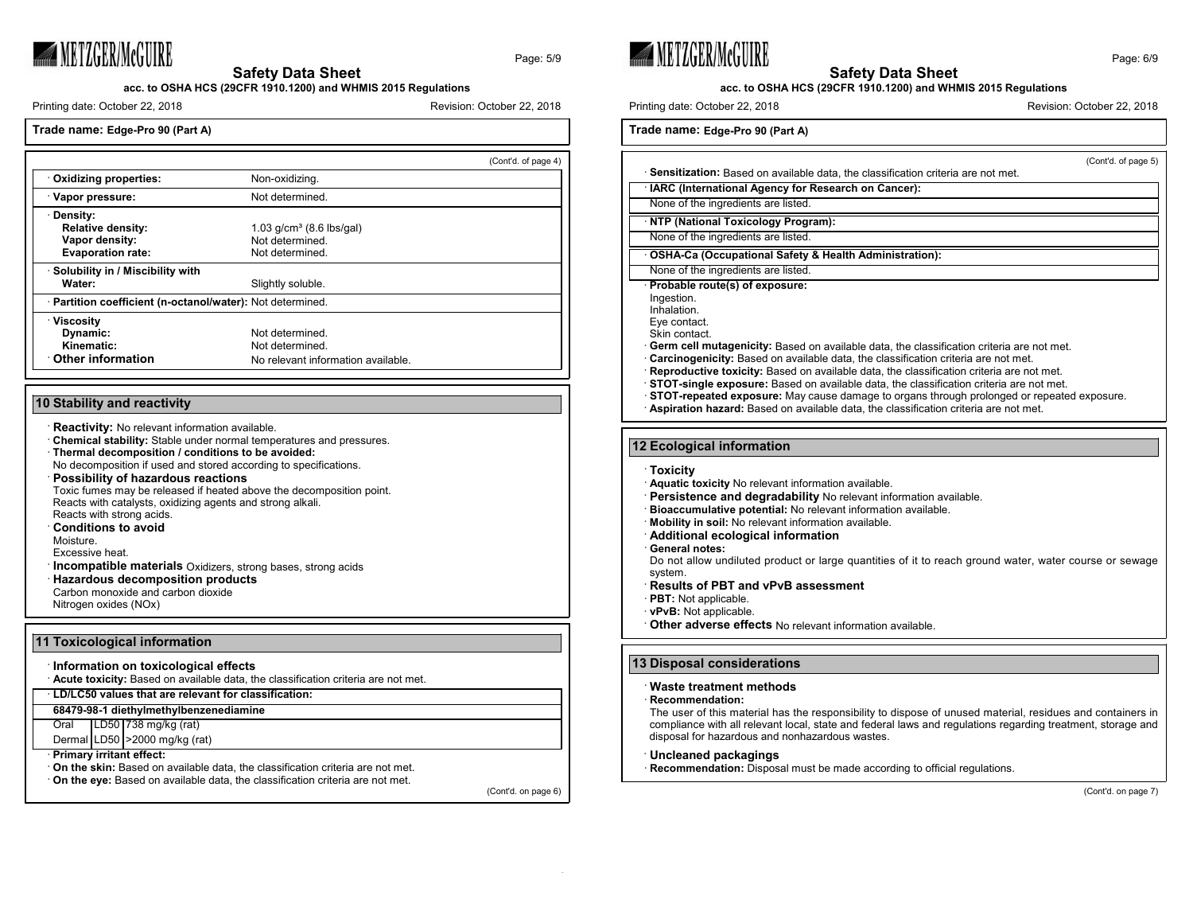Trade name: **Edge-Pro 90 (Part A)**

(Cont'd. of page 4)

| | |
|---|---|
| · **Oxidizing properties:** | Non-oxidizing. |
| · **Vapor pressure:** | Not determined. |
| · **Density:** | |
| **Relative density:** | 1.03 g/cm³ (8.6 lbs/gal) |
| **Vapor density:** | Not determined. |
| **Evaporation rate:** | Not determined. |
| · **Solubility in / Miscibility with** | |
| **Water:** | Slightly soluble. |
| · **Partition coefficient (n-octanol/water):** | Not determined. |
| · **Viscosity** | |
| **Dynamic:** | Not determined. |
| **Kinematic:** | Not determined. |
| · **Other information** | No relevant information available. |

## 10 Stability and reactivity

· **Reactivity:** No relevant information available.
· **Chemical stability:** Stable under normal temperatures and pressures.
· **Thermal decomposition / conditions to be avoided:**
No decomposition if used and stored according to specifications.
· **Possibility of hazardous reactions**
Toxic fumes may be released if heated above the decomposition point.
Reacts with catalysts, oxidizing agents and strong alkali.
Reacts with strong acids.
· **Conditions to avoid**
Moisture.
Excessive heat.
· **Incompatible materials** Oxidizers, strong bases, strong acids
· **Hazardous decomposition products**
Carbon monoxide and carbon dioxide
Nitrogen oxides (NOx)

## 11 Toxicological information

· **Information on toxicological effects**
· **Acute toxicity:** Based on available data, the classification criteria are not met.

| · **LD/LC50 values that are relevant for classification:** | | |
|---|---|---|
| **68479-98-1 diethylmethylbenzenediamine** | | |
| Oral | LD50 | 738 mg/kg (rat) |
| Dermal | LD50 | >2000 mg/kg (rat) |

· **Primary irritant effect:**
· **On the skin:** Based on available data, the classification criteria are not met.
· **On the eye:** Based on available data, the classification criteria are not met.

(Cont'd. on page 6)

(Cont'd. of page 5)

· **Sensitization:** Based on available data, the classification criteria are not met.

| · **IARC (International Agency for Research on Cancer):** |
|---|
| None of the ingredients are listed. |

| · **NTP (National Toxicology Program):** |
|---|
| None of the ingredients are listed. |

| · **OSHA-Ca (Occupational Safety & Health Administration):** |
|---|
| None of the ingredients are listed. |

· **Probable route(s) of exposure:**
Ingestion.
Inhalation.
Eye contact.
Skin contact.
· **Germ cell mutagenicity:** Based on available data, the classification criteria are not met.
· **Carcinogenicity:** Based on available data, the classification criteria are not met.
· **Reproductive toxicity:** Based on available data, the classification criteria are not met.
· **STOT-single exposure:** Based on available data, the classification criteria are not met.
· **STOT-repeated exposure:** May cause damage to organs through prolonged or repeated exposure.
· **Aspiration hazard:** Based on available data, the classification criteria are not met.

## 12 Ecological information

· **Toxicity**
· **Aquatic toxicity** No relevant information available.
· **Persistence and degradability** No relevant information available.
· **Bioaccumulative potential:** No relevant information available.
· **Mobility in soil:** No relevant information available.
· **Additional ecological information**
· **General notes:**
Do not allow undiluted product or large quantities of it to reach ground water, water course or sewage system.
· **Results of PBT and vPvB assessment**
· **PBT:** Not applicable.
· **vPvB:** Not applicable.
· **Other adverse effects** No relevant information available.

## 13 Disposal considerations

· **Waste treatment methods**
· **Recommendation:**
The user of this material has the responsibility to dispose of unused material, residues and containers in compliance with all relevant local, state and federal laws and regulations regarding treatment, storage and disposal for hazardous and nonhazardous wastes.

· **Uncleaned packagings**
· **Recommendation:** Disposal must be made according to official regulations.

(Cont'd. on page 7)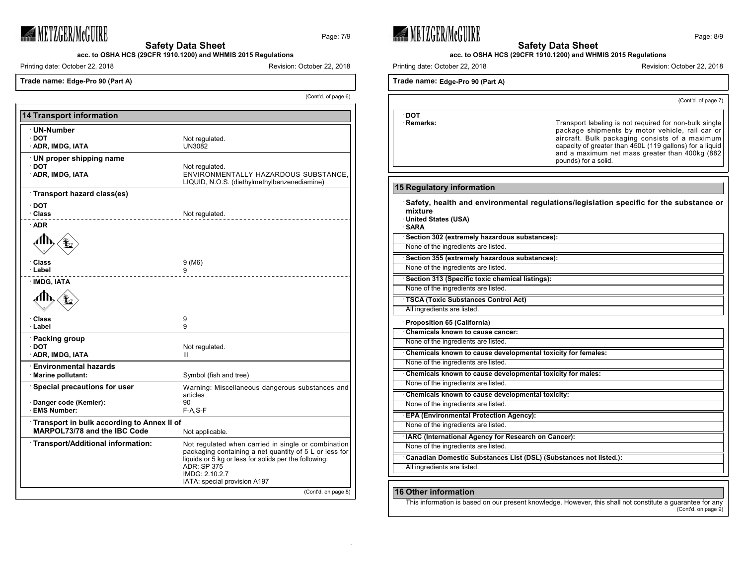**Trade name: Edge-Pro 90 (Part A)**

(Cont'd. of page 6)

## 14 Transport information

| | |
|---|---|
| **UN-Number** | |
| DOT | Not regulated. |
| ADR, IMDG, IATA | UN3082 |
| **UN proper shipping name** | |
| DOT | Not regulated. |
| ADR, IMDG, IATA | ENVIRONMENTALLY HAZARDOUS SUBSTANCE, LIQUID, N.O.S. (diethylmethylbenzenediamine) |
| **Transport hazard class(es)** | |
| **DOT** | |
| Class | Not regulated. |
| **ADR** | |
| Class | 9 (M6) |
| Label | 9 |
| **IMDG, IATA** | |
| Class | 9 |
| Label | 9 |
| **Packing group** | |
| DOT | Not regulated. |
| ADR, IMDG, IATA | III |
| **Environmental hazards** | |
| Marine pollutant: | Symbol (fish and tree) |
| **Special precautions for user** | Warning: Miscellaneous dangerous substances and articles |
| Danger code (Kemler): | 90 |
| EMS Number: | F-A,S-F |
| **Transport in bulk according to Annex II of MARPOL73/78 and the IBC Code** | Not applicable. |
| **Transport/Additional information:** | Not regulated when carried in single or combination packaging containing a net quantity of 5 L or less for liquids or 5 kg or less for solids per the following: ADR: SP 375 IMDG: 2.10.2.7 IATA: special provision A197 |

(Cont'd. on page 8)

**Trade name: Edge-Pro 90 (Part A)**

(Cont'd. of page 7)

| | |
|---|---|
| **DOT** | |
| **Remarks:** | Transport labeling is not required for non-bulk single package shipments by motor vehicle, rail car or aircraft. Bulk packaging consists of a maximum capacity of greater than 450L (119 gallons) for a liquid and a maximum net mass greater than 400kg (882 pounds) for a solid. |

## 15 Regulatory information

**Safety, health and environmental regulations/legislation specific for the substance or mixture**

**United States (USA)**

**SARA**

**Section 302 (extremely hazardous substances):**

None of the ingredients are listed.

**Section 355 (extremely hazardous substances):**

None of the ingredients are listed.

**Section 313 (Specific toxic chemical listings):**

None of the ingredients are listed.

**TSCA (Toxic Substances Control Act)**

All ingredients are listed.

**Proposition 65 (California)**

**Chemicals known to cause cancer:**

None of the ingredients are listed.

**Chemicals known to cause developmental toxicity for females:**

None of the ingredients are listed.

**Chemicals known to cause developmental toxicity for males:**

None of the ingredients are listed.

**Chemicals known to cause developmental toxicity:**

None of the ingredients are listed.

**EPA (Environmental Protection Agency):**

None of the ingredients are listed.

**IARC (International Agency for Research on Cancer):**

None of the ingredients are listed.

**Canadian Domestic Substances List (DSL) (Substances not listed.):**

All ingredients are listed.

## 16 Other information

This information is based on our present knowledge. However, this shall not constitute a guarantee for any

(Cont'd. on page 9)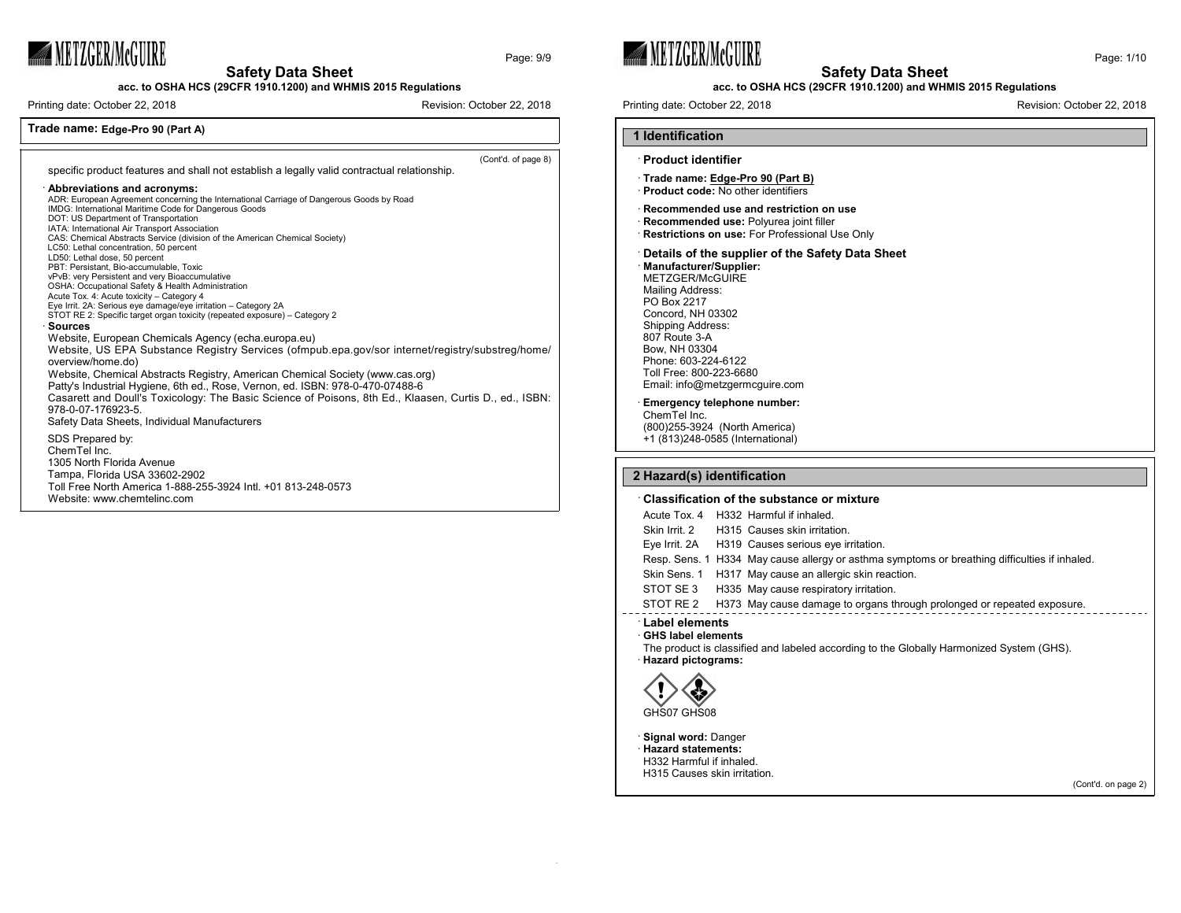**Trade name: Edge-Pro 90 (Part A)**

(Cont'd. of page 8)

specific product features and shall not establish a legally valid contractual relationship.

· **Abbreviations and acronyms:**
ADR: European Agreement concerning the International Carriage of Dangerous Goods by Road
IMDG: International Maritime Code for Dangerous Goods
DOT: US Department of Transportation
IATA: International Air Transport Association
CAS: Chemical Abstracts Service (division of the American Chemical Society)
LC50: Lethal concentration, 50 percent
LD50: Lethal dose, 50 percent
PBT: Persistant, Bio-accumulable, Toxic
vPvB: very Persistent and very Bioaccumulative
OSHA: Occupational Safety & Health Administration
Acute Tox. 4: Acute toxicity – Category 4
Eye Irrit. 2A: Serious eye damage/eye irritation – Category 2A
STOT RE 2: Specific target organ toxicity (repeated exposure) – Category 2

· **Sources**
Website, European Chemicals Agency (echa.europa.eu)
Website, US EPA Substance Registry Services (ofmpub.epa.gov/sor internet/registry/substreg/home/overview/home.do)
Website, Chemical Abstracts Registry, American Chemical Society (www.cas.org)
Patty's Industrial Hygiene, 6th ed., Rose, Vernon, ed. ISBN: 978-0-470-07488-6
Casarett and Doull's Toxicology: The Basic Science of Poisons, 8th Ed., Klaasen, Curtis D., ed., ISBN: 978-0-07-176923-5.
Safety Data Sheets, Individual Manufacturers

SDS Prepared by:
ChemTel Inc.
1305 North Florida Avenue
Tampa, Florida USA 33602-2902
Toll Free North America 1-888-255-3924 Intl. +01 813-248-0573
Website: www.chemtelinc.com

---

## 1 Identification

· **Product identifier**

· **Trade name: Edge-Pro 90 (Part B)**
· **Product code:** No other identifiers

· **Recommended use and restriction on use**
· **Recommended use:** Polyurea joint filler
· **Restrictions on use:** For Professional Use Only

· **Details of the supplier of the Safety Data Sheet**
· **Manufacturer/Supplier:**
METZGER/McGUIRE
Mailing Address:
PO Box 2217
Concord, NH 03302
Shipping Address:
807 Route 3-A
Bow, NH 03304
Phone: 603-224-6122
Toll Free: 800-223-6680
Email: info@metzgermcguire.com

· **Emergency telephone number:**
ChemTel Inc.
(800)255-3924 (North America)
+1 (813)248-0585 (International)

## 2 Hazard(s) identification

· **Classification of the substance or mixture**

| | | |
|---|---|---|
| Acute Tox. 4 | H332 | Harmful if inhaled. |
| Skin Irrit. 2 | H315 | Causes skin irritation. |
| Eye Irrit. 2A | H319 | Causes serious eye irritation. |
| Resp. Sens. 1 | H334 | May cause allergy or asthma symptoms or breathing difficulties if inhaled. |
| Skin Sens. 1 | H317 | May cause an allergic skin reaction. |
| STOT SE 3 | H335 | May cause respiratory irritation. |
| STOT RE 2 | H373 | May cause damage to organs through prolonged or repeated exposure. |

· **Label elements**
· **GHS label elements**
The product is classified and labeled according to the Globally Harmonized System (GHS).
· **Hazard pictograms:**

GHS07 GHS08

· **Signal word:** Danger
· **Hazard statements:**
H332 Harmful if inhaled.
H315 Causes skin irritation.

(Cont'd. on page 2)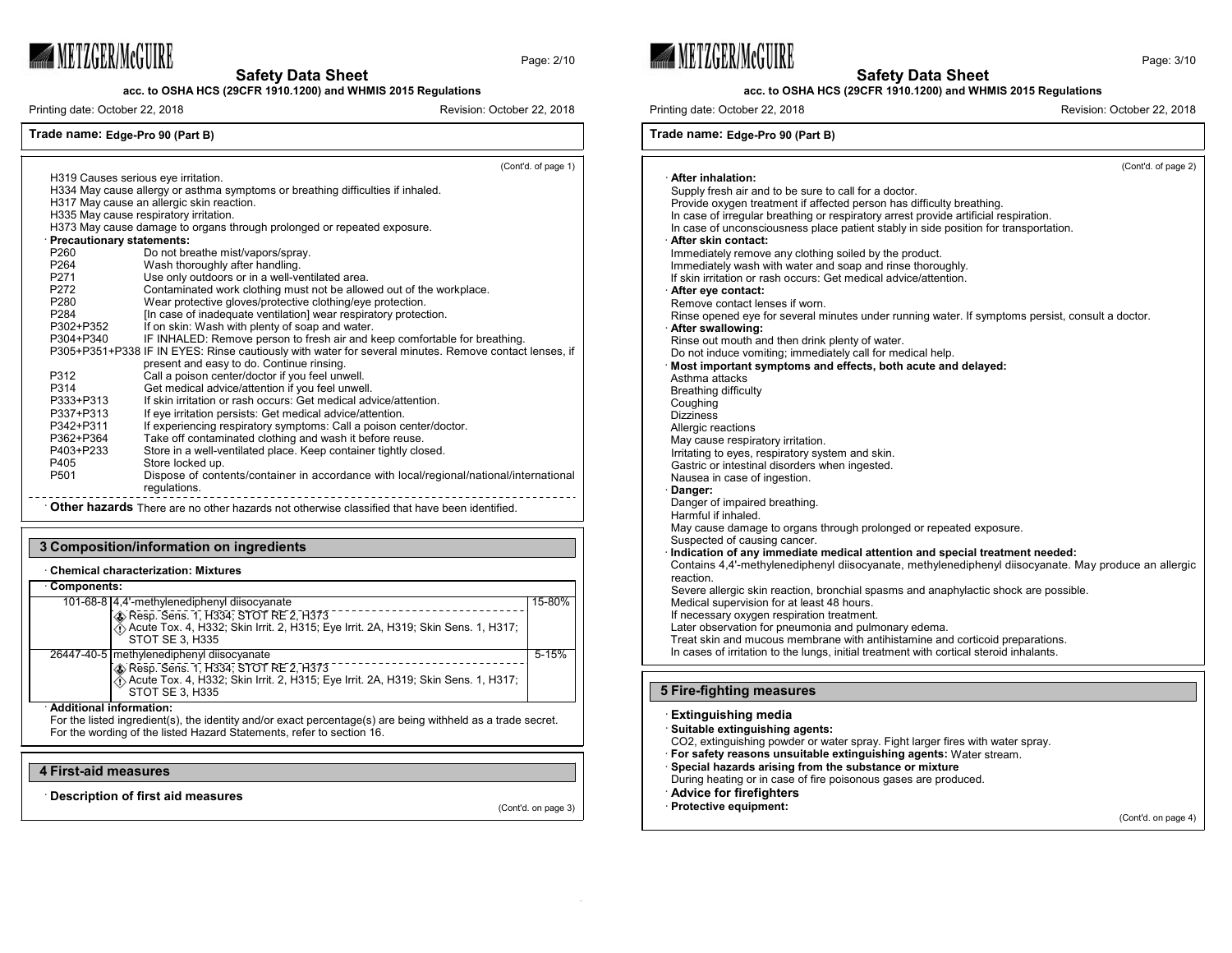**Trade name: Edge-Pro 90 (Part B)**

(Cont'd. of page 1)

H319 Causes serious eye irritation.
H334 May cause allergy or asthma symptoms or breathing difficulties if inhaled.
H317 May cause an allergic reaction.
H335 May cause respiratory irritation.
H373 May cause damage to organs through prolonged or repeated exposure.

· **Precautionary statements:**

| | |
|---|---|
| P260 | Do not breathe mist/vapors/spray. |
| P264 | Wash thoroughly after handling. |
| P271 | Use only outdoors or in a well-ventilated area. |
| P272 | Contaminated work clothing must not be allowed out of the workplace. |
| P280 | Wear protective gloves/protective clothing/eye protection. |
| P284 | [In case of inadequate ventilation] wear respiratory protection. |
| P302+P352 | If on skin: Wash with plenty of soap and water. |
| P304+P340 | IF INHALED: Remove person to fresh air and keep comfortable for breathing. |
| P305+P351+P338 | IF IN EYES: Rinse cautiously with water for several minutes. Remove contact lenses, if present and easy to do. Continue rinsing. |
| P312 | Call a poison center/doctor if you feel unwell. |
| P314 | Get medical advice/attention if you feel unwell. |
| P333+P313 | If skin irritation or rash occurs: Get medical advice/attention. |
| P337+P313 | If eye irritation persists: Get medical advice/attention. |
| P342+P311 | If experiencing respiratory symptoms: Call a poison center/doctor. |
| P362+P364 | Take off contaminated clothing and wash it before reuse. |
| P403+P233 | Store in a well-ventilated place. Keep container tightly closed. |
| P405 | Store locked up. |
| P501 | Dispose of contents/container in accordance with local/regional/national/international regulations. |

· **Other hazards** There are no other hazards not otherwise classified that have been identified.

## 3 Composition/information on ingredients

· **Chemical characterization: Mixtures**

· **Components:**

| | | |
|---|---|---|
| 101-68-8 | 4,4'-methylenediphenyl diisocyanate<br>Resp. Sens. 1, H334; STOT RE 2, H373<br>Acute Tox. 4, H332; Skin Irrit. 2, H315; Eye Irrit. 2A, H319; Skin Sens. 1, H317; STOT SE 3, H335 | 15-80% |
| 26447-40-5 | methylenediphenyl diisocyanate<br>Resp. Sens. 1, H334; STOT RE 2, H373<br>Acute Tox. 4, H332; Skin Irrit. 2, H315; Eye Irrit. 2A, H319; Skin Sens. 1, H317; STOT SE 3, H335 | 5-15% |

· **Additional information:**
For the listed ingredient(s), the identity and/or exact percentage(s) are being withheld as a trade secret.
For the wording of the listed Hazard Statements, refer to section 16.

## 4 First-aid measures

· **Description of first aid measures**

· **After inhalation:**
Supply fresh air and to be sure to call for a doctor.
Provide oxygen treatment if affected person has difficulty breathing.
In case of irregular breathing or respiratory arrest provide artificial respiration.
In case of unconsciousness place patient stably in side position for transportation.

· **After skin contact:**
Immediately remove any clothing soiled by the product.
Immediately wash with water and soap and rinse thoroughly.
If skin irritation or rash occurs: Get medical advice/attention.

· **After eye contact:**
Remove contact lenses if worn.
Rinse opened eye for several minutes under running water. If symptoms persist, consult a doctor.

· **After swallowing:**
Rinse out mouth and then drink plenty of water.
Do not induce vomiting; immediately call for medical help.

· **Most important symptoms and effects, both acute and delayed:**
Asthma attacks
Breathing difficulty
Coughing
Dizziness
Allergic reactions
May cause respiratory irritation.
Irritating to eyes, respiratory system and skin.
Gastric or intestinal disorders when ingested.
Nausea in case of ingestion.

· **Danger:**
Danger of impaired breathing.
Harmful if inhaled.
May cause damage to organs through prolonged or repeated exposure.
Suspected of causing cancer.

· **Indication of any immediate medical attention and special treatment needed:**
Contains 4,4'-methylenediphenyl diisocyanate, methylenediphenyl diisocyanate. May produce an allergic reaction.
Severe allergic skin reaction, bronchial spasms and anaphylactic shock are possible.
Medical supervision for at least 48 hours.
If necessary oxygen respiration treatment.
Later observation for pneumonia and pulmonary edema.
Treat skin and mucous membrane with antihistamine and corticoid preparations.
In cases of irritation to the lungs, initial treatment with cortical steroid inhalants.

## 5 Fire-fighting measures

· **Extinguishing media**

· **Suitable extinguishing agents:**
CO2, extinguishing powder or water spray. Fight larger fires with water spray.

· **For safety reasons unsuitable extinguishing agents:** Water stream.

· **Special hazards arising from the substance or mixture**
During heating or in case of fire poisonous gases are produced.

· **Advice for firefighters**

· **Protective equipment:**

(Cont'd. on page 4)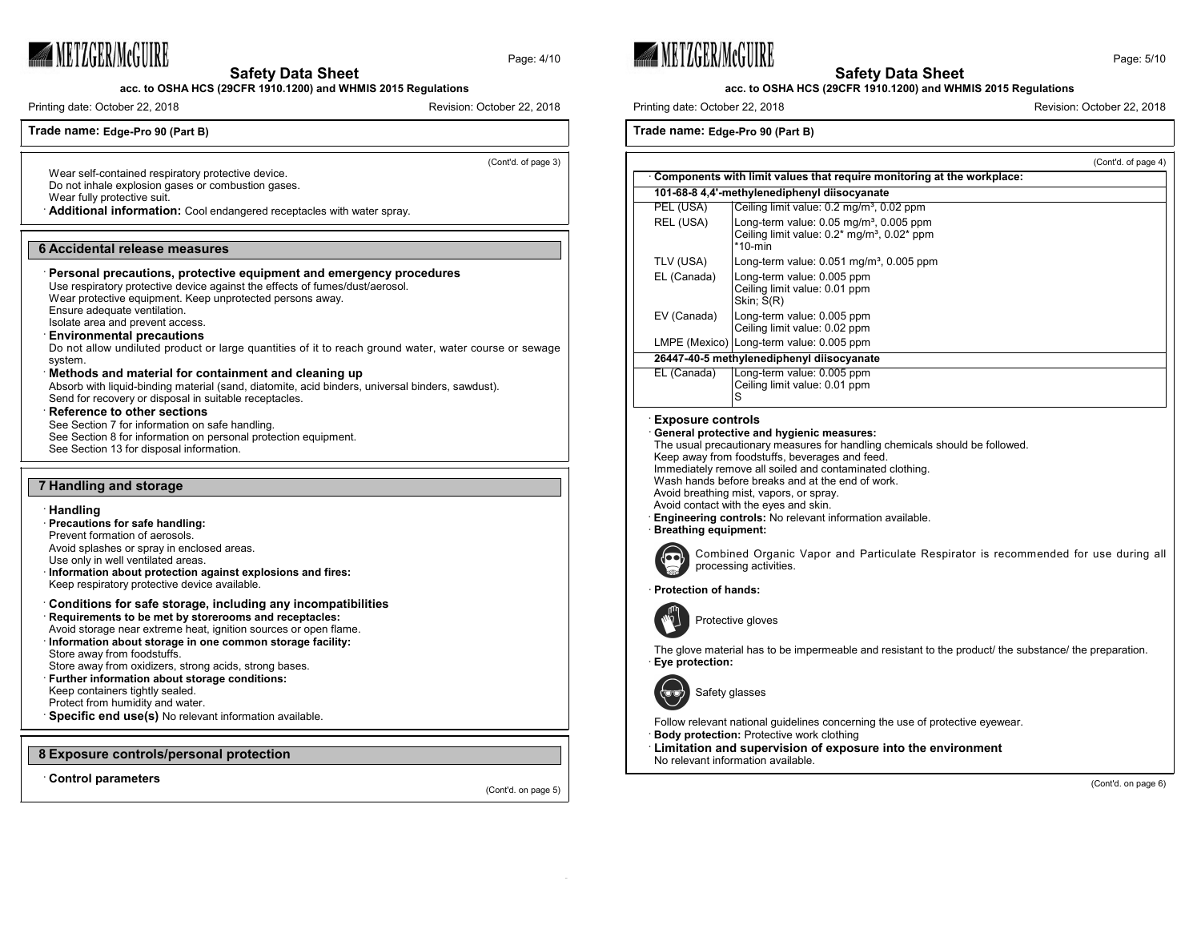Trade name: **Edge-Pro 90 (Part B)**

(Cont'd. of page 3)

Wear self-contained respiratory protective device.
Do not inhale explosion gases or combustion gases.
Wear fully protective suit.

· **Additional information:** Cool endangered receptacles with water spray.

## 6 Accidental release measures

· **Personal precautions, protective equipment and emergency procedures**
Use respiratory protective device against the effects of fumes/dust/aerosol.
Wear protective equipment. Keep unprotected persons away.
Ensure adequate ventilation.
Isolate area and prevent access.

· **Environmental precautions**
Do not allow undiluted product or large quantities of it to reach ground water, water course or sewage system.

· **Methods and material for containment and cleaning up**
Absorb with liquid-binding material (sand, diatomite, acid binders, universal binders, sawdust).
Send for recovery or disposal in suitable receptacles.

· **Reference to other sections**
See Section 7 for information on safe handling.
See Section 8 for information on personal protection equipment.
See Section 13 for disposal information.

## 7 Handling and storage

· **Handling**

· **Precautions for safe handling:**
Prevent formation of aerosols.
Avoid splashes or spray in enclosed areas.
Use only in well ventilated areas.

· **Information about protection against explosions and fires:**
Keep respiratory protective device available.

· **Conditions for safe storage, including any incompatibilities**

· **Requirements to be met by storerooms and receptacles:**
Avoid storage near extreme heat, ignition sources or open flame.

· **Information about storage in one common storage facility:**
Store away from foodstuffs.
Store away from oxidizers, strong acids, strong bases.

· **Further information about storage conditions:**
Keep containers tightly sealed.
Protect from humidity and water.

· **Specific end use(s)** No relevant information available.

## 8 Exposure controls/personal protection

· **Control parameters**

(Cont'd. on page 5)

Trade name: **Edge-Pro 90 (Part B)**

(Cont'd. of page 4)

· **Components with limit values that require monitoring at the workplace:**

| **101-68-8 4,4'-methylenediphenyl diisocyanate** | |
|---|---|
| PEL (USA) | Ceiling limit value: 0.2 mg/m³, 0.02 ppm |
| REL (USA) | Long-term value: 0.05 mg/m³, 0.005 ppm<br>Ceiling limit value: 0.2* mg/m³, 0.02* ppm<br>*10-min |
| TLV (USA) | Long-term value: 0.051 mg/m³, 0.005 ppm |
| EL (Canada) | Long-term value: 0.005 ppm<br>Ceiling limit value: 0.01 ppm<br>Skin; S(R) |
| EV (Canada) | Long-term value: 0.005 ppm<br>Ceiling limit value: 0.02 ppm |
| LMPE (Mexico) | Long-term value: 0.005 ppm |
| **26447-40-5 methylenediphenyl diisocyanate** | |
| EL (Canada) | Long-term value: 0.005 ppm<br>Ceiling limit value: 0.01 ppm<br>S |

· **Exposure controls**

· **General protective and hygienic measures:**
The usual precautionary measures for handling chemicals should be followed.
Keep away from foodstuffs, beverages and feed.
Immediately remove all soiled and contaminated clothing.
Wash hands before breaks and at the end of work.
Avoid breathing mist, vapors, or spray.
Avoid contact with the eyes and skin.

· **Engineering controls:** No relevant information available.

· **Breathing equipment:**

Combined Organic Vapor and Particulate Respirator is recommended for use during all processing activities.

· **Protection of hands:**

Protective gloves

The glove material has to be impermeable and resistant to the product/ the substance/ the preparation.

· **Eye protection:**

Safety glasses

Follow relevant national guidelines concerning the use of protective eyewear.

· **Body protection:** Protective work clothing

· **Limitation and supervision of exposure into the environment**
No relevant information available.

(Cont'd. on page 6)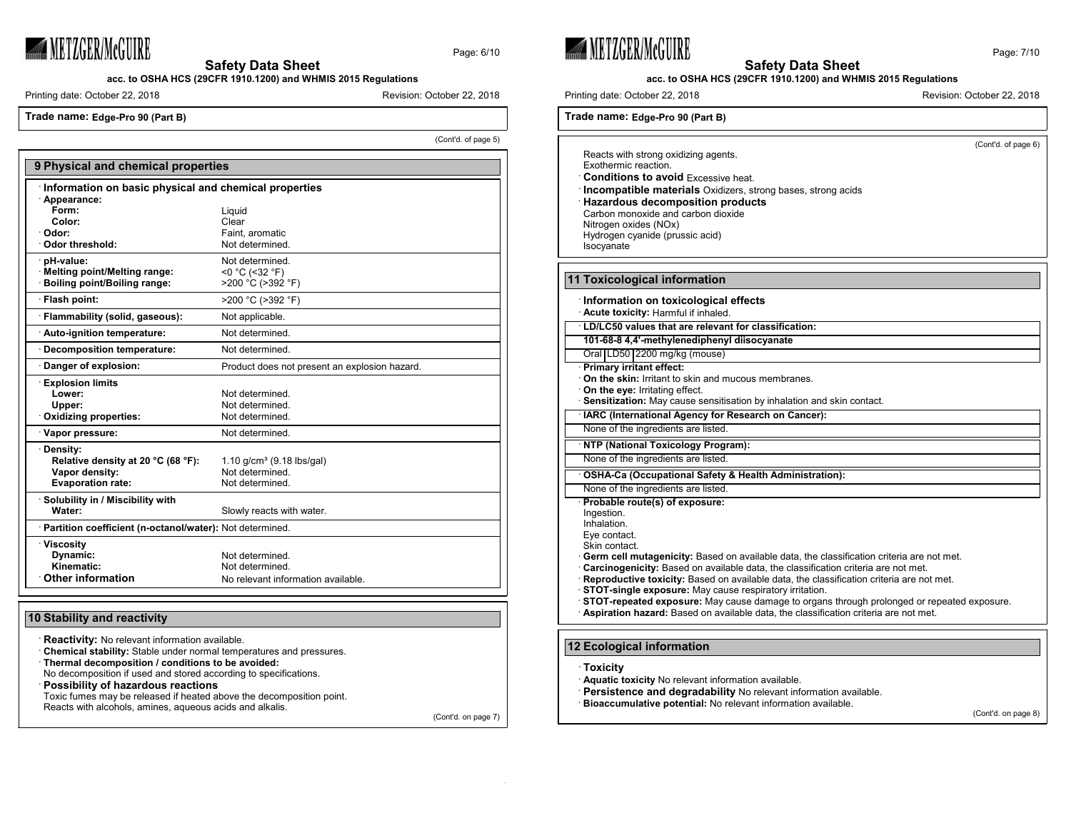**Trade name: Edge-Pro 90 (Part B)**

(Cont'd. of page 5)

## 9 Physical and chemical properties

| | |
|---|---|
| · **Information on basic physical and chemical properties** | |
| · **Appearance:** | |
| **Form:** | Liquid |
| **Color:** | Clear |
| · **Odor:** | Faint, aromatic |
| · **Odor threshold:** | Not determined. |
| · **pH-value:** | Not determined. |
| · **Melting point/Melting range:** | <0 °C (<32 °F) |
| · **Boiling point/Boiling range:** | >200 °C (>392 °F) |
| · **Flash point:** | >200 °C (>392 °F) |
| · **Flammability (solid, gaseous):** | Not applicable. |
| · **Auto-ignition temperature:** | Not determined. |
| · **Decomposition temperature:** | Not determined. |
| · **Danger of explosion:** | Product does not present an explosion hazard. |
| · **Explosion limits** | |
| **Lower:** | Not determined. |
| **Upper:** | Not determined. |
| · **Oxidizing properties:** | Not determined. |
| · **Vapor pressure:** | Not determined. |
| · **Density:** | |
| **Relative density at 20 °C (68 °F):** | 1.10 g/cm³ (9.18 lbs/gal) |
| **Vapor density:** | Not determined. |
| **Evaporation rate:** | Not determined. |
| · **Solubility in / Miscibility with** | |
| **Water:** | Slowly reacts with water. |
| · **Partition coefficient (n-octanol/water):** | Not determined. |
| · **Viscosity** | |
| **Dynamic:** | Not determined. |
| **Kinematic:** | Not determined. |
| · **Other information** | No relevant information available. |

## 10 Stability and reactivity

· **Reactivity:** No relevant information available.
· **Chemical stability:** Stable under normal temperatures and pressures.
· **Thermal decomposition / conditions to be avoided:**
No decomposition if used and stored according to specifications.
· **Possibility of hazardous reactions**
Toxic fumes may be released if heated above the decomposition point.
Reacts with alcohols, amines, aqueous acids and alkalis.
Reacts with strong oxidizing agents.
Exothermic reaction.
· **Conditions to avoid** Excessive heat.
· **Incompatible materials** Oxidizers, strong bases, strong acids
· **Hazardous decomposition products**
Carbon monoxide and carbon dioxide
Nitrogen oxides (NOx)
Hydrogen cyanide (prussic acid)
Isocyanate

## 11 Toxicological information

· **Information on toxicological effects**
· **Acute toxicity:** Harmful if inhaled.

| · **LD/LC50 values that are relevant for classification:** | | |
|---|---|---|
| **101-68-8 4,4'-methylenediphenyl diisocyanate** | | |
| Oral | LD50 | 2200 mg/kg (mouse) |

· **Primary irritant effect:**
· **On the skin:** Irritant to skin and mucous membranes.
· **On the eye:** Irritating effect.
· **Sensitization:** May cause sensitisation by inhalation and skin contact.

· **IARC (International Agency for Research on Cancer):**
None of the ingredients are listed.

· **NTP (National Toxicology Program):**
None of the ingredients are listed.

· **OSHA-Ca (Occupational Safety & Health Administration):**
None of the ingredients are listed.

· **Probable route(s) of exposure:**
Ingestion.
Inhalation.
Eye contact.
Skin contact.
· **Germ cell mutagenicity:** Based on available data, the classification criteria are not met.
· **Carcinogenicity:** Based on available data, the classification criteria are not met.
· **Reproductive toxicity:** Based on available data, the classification criteria are not met.
· **STOT-single exposure:** May cause respiratory irritation.
· **STOT-repeated exposure:** May cause damage to organs through prolonged or repeated exposure.
· **Aspiration hazard:** Based on available data, the classification criteria are not met.

## 12 Ecological information

· **Toxicity**
· **Aquatic toxicity** No relevant information available.
· **Persistence and degradability** No relevant information available.
· **Bioaccumulative potential:** No relevant information available.

(Cont'd. on page 8)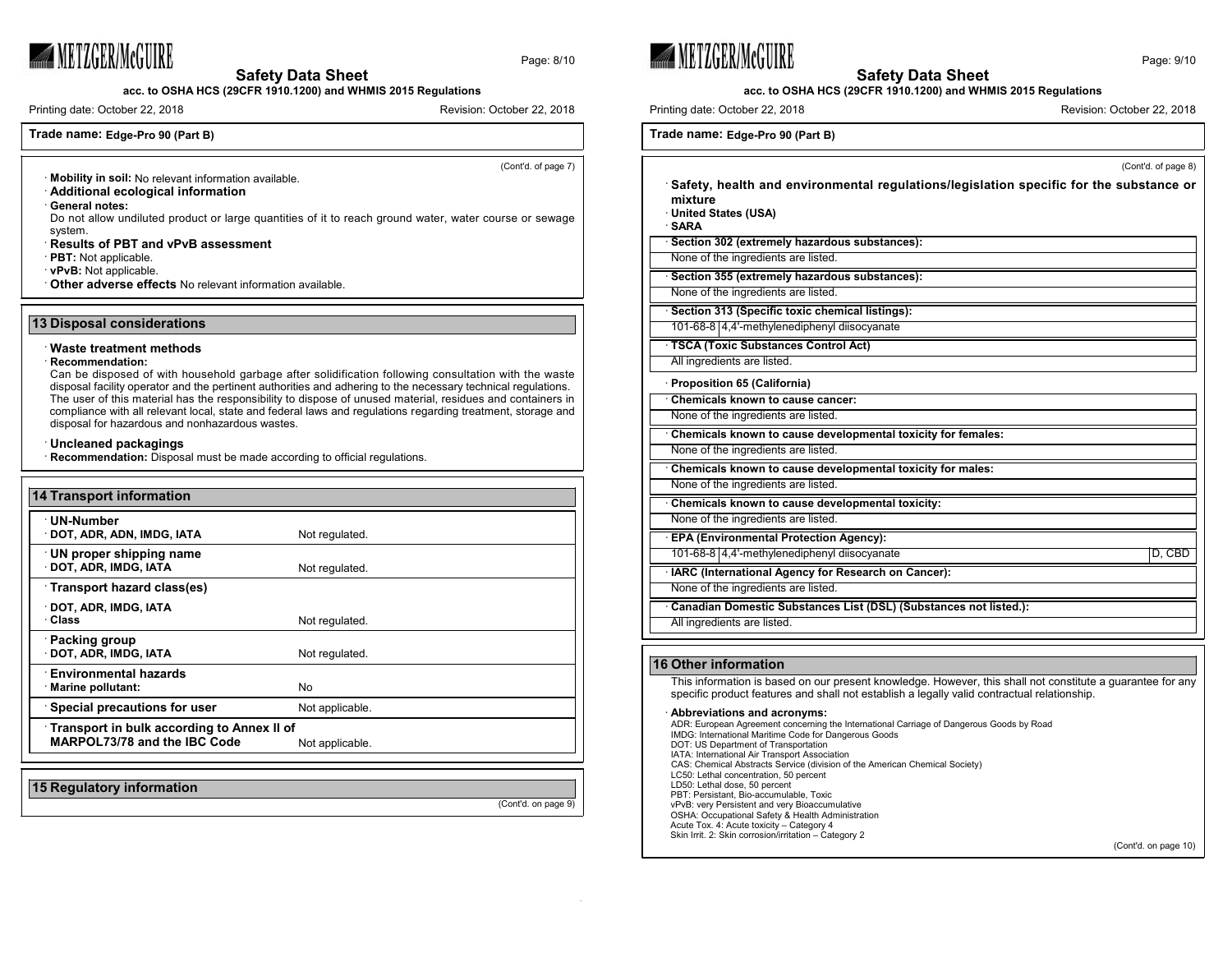Trade name: **Edge-Pro 90 (Part B)**

(Cont'd. of page 7)

· **Mobility in soil:** No relevant information available.

· **Additional ecological information**

· **General notes:**

Do not allow undiluted product or large quantities of it to reach ground water, water course or sewage system.

· **Results of PBT and vPvB assessment**

· **PBT:** Not applicable.

· **vPvB:** Not applicable.

· **Other adverse effects** No relevant information available.

## 13 Disposal considerations

· **Waste treatment methods**

· **Recommendation:**

Can be disposed of with household garbage after solidification following consultation with the waste disposal facility operator and the pertinent authorities and adhering to the necessary technical regulations. The user of this material has the responsibility to dispose of unused material, residues and containers in compliance with all relevant local, state and federal laws and regulations regarding treatment, storage and disposal for hazardous and nonhazardous wastes.

· **Uncleaned packagings**

· **Recommendation:** Disposal must be made according to official regulations.

## 14 Transport information

| | |
|---|---|
| · **UN-Number** | |
| · **DOT, ADR, ADN, IMDG, IATA** | Not regulated. |
| · **UN proper shipping name** | |
| · **DOT, ADR, IMDG, IATA** | Not regulated. |
| · **Transport hazard class(es)** | |
| · **DOT, ADR, IMDG, IATA** | |
| · **Class** | Not regulated. |
| · **Packing group** | |
| · **DOT, ADR, IMDG, IATA** | Not regulated. |
| · **Environmental hazards** | |
| · **Marine pollutant:** | No |
| · **Special precautions for user** | Not applicable. |
| · **Transport in bulk according to Annex II of MARPOL73/78 and the IBC Code** | Not applicable. |

## 15 Regulatory information

(Cont'd. on page 9)

Trade name: **Edge-Pro 90 (Part B)**

(Cont'd. of page 8)

· **Safety, health and environmental regulations/legislation specific for the substance or mixture**

· **United States (USA)**

· **SARA**

| · **Section 302 (extremely hazardous substances):** |
|---|
| None of the ingredients are listed. |

| · **Section 355 (extremely hazardous substances):** |
|---|
| None of the ingredients are listed. |

| · **Section 313 (Specific toxic chemical listings):** | |
|---|---|
| 101-68-8 | 4,4'-methylenediphenyl diisocyanate |

| · **TSCA (Toxic Substances Control Act)** |
|---|
| All ingredients are listed. |

· **Proposition 65 (California)**

| · **Chemicals known to cause cancer:** |
|---|
| None of the ingredients are listed. |

| · **Chemicals known to cause developmental toxicity for females:** |
|---|
| None of the ingredients are listed. |

| · **Chemicals known to cause developmental toxicity for males:** |
|---|
| None of the ingredients are listed. |

| · **Chemicals known to cause developmental toxicity:** |
|---|
| None of the ingredients are listed. |

| · **EPA (Environmental Protection Agency):** | | |
|---|---|---|
| 101-68-8 | 4,4'-methylenediphenyl diisocyanate | D, CBD |

| · **IARC (International Agency for Research on Cancer):** |
|---|
| None of the ingredients are listed. |

| · **Canadian Domestic Substances List (DSL) (Substances not listed.):** |
|---|
| All ingredients are listed. |

## 16 Other information

This information is based on our present knowledge. However, this shall not constitute a guarantee for any specific product features and shall not establish a legally valid contractual relationship.

· **Abbreviations and acronyms:**

ADR: European Agreement concerning the International Carriage of Dangerous Goods by Road
IMDG: International Maritime Code for Dangerous Goods
DOT: US Department of Transportation
IATA: International Air Transport Association
CAS: Chemical Abstracts Service (division of the American Chemical Society)
LC50: Lethal concentration, 50 percent
LD50: Lethal dose, 50 percent
PBT: Persistent, Bio-accumulable, Toxic
vPvB: very Persistent and very Bioaccumulative
OSHA: Occupational Safety & Health Administration
Acute Tox. 4: Acute toxicity – Category 4
Skin Irrit. 2: Skin corrosion/irritation – Category 2

(Cont'd. on page 10)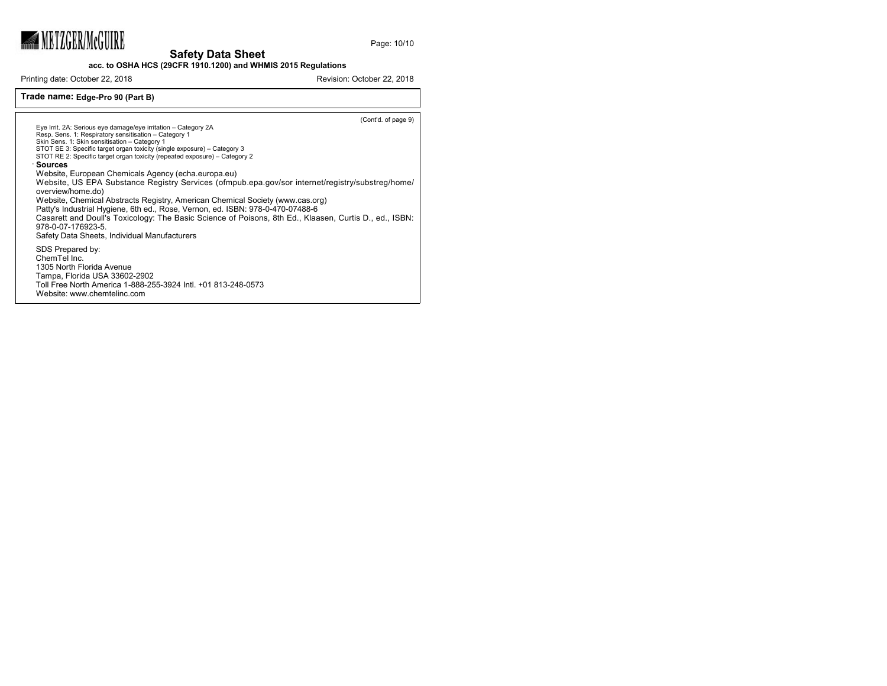Trade name: **Edge-Pro 90 (Part B)**

(Cont'd. of page 9)

Eye Irrit. 2A: Serious eye damage/eye irritation – Category 2A
Resp. Sens. 1: Respiratory sensitisation – Category 1
Skin Sens. 1: Skin sensitisation – Category 1
STOT SE 3: Specific target organ toxicity (single exposure) – Category 3
STOT RE 2: Specific target organ toxicity (repeated exposure) – Category 2

· **Sources**

Website, European Chemicals Agency (echa.europa.eu)
Website, US EPA Substance Registry Services (ofmpub.epa.gov/sor internet/registry/substreg/home/overview/home.do)
Website, Chemical Abstracts Registry, American Chemical Society (www.cas.org)
Patty's Industrial Hygiene, 6th ed., Rose, Vernon, ed. ISBN: 978-0-470-07488-6
Casarett and Doull's Toxicology: The Basic Science of Poisons, 8th Ed., Klaasen, Curtis D., ed., ISBN: 978-0-07-176923-5.
Safety Data Sheets, Individual Manufacturers

SDS Prepared by:
ChemTel Inc.
1305 North Florida Avenue
Tampa, Florida USA 33602-2902
Toll Free North America 1-888-255-3924 Intl. +01 813-248-0573
Website: www.chemtelinc.com